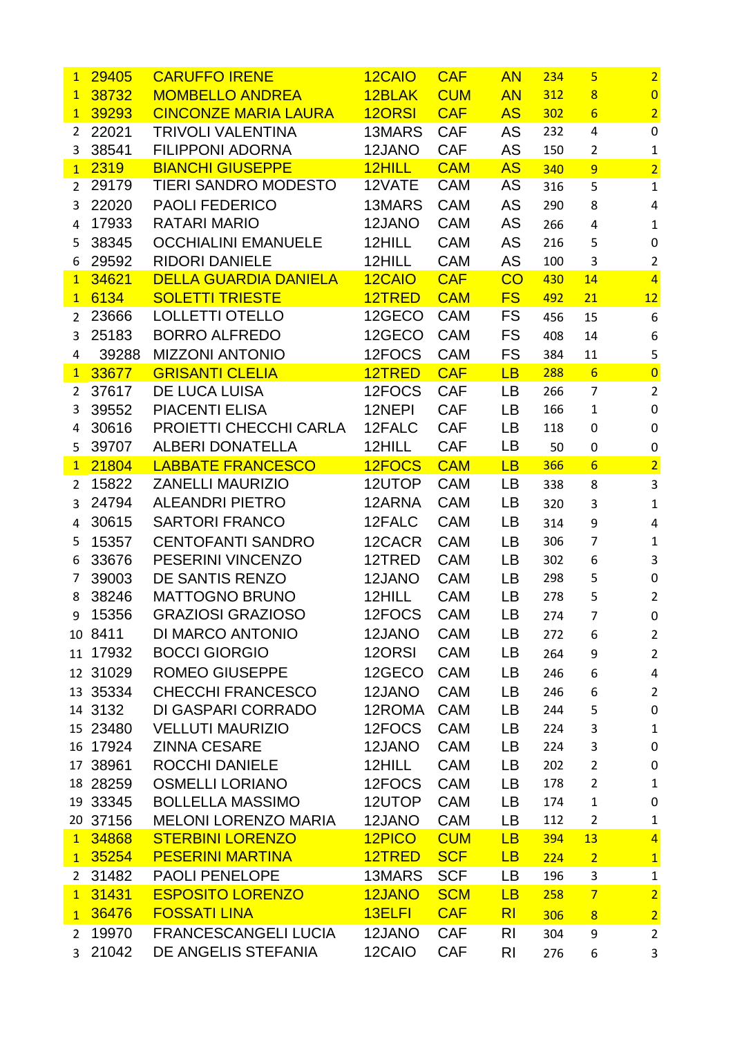| | | | | | | | | |
|---|---|---|---|---|---|---|---|---|
| 1 | 29405 | CARUFFO IRENE | 12CAIO | CAF | AN | 234 | 5 | 2 |
| 1 | 38732 | MOMBELLO ANDREA | 12BLAK | CUM | AN | 312 | 8 | 0 |
| 1 | 39293 | CINCONZE MARIA LAURA | 12ORSI | CAF | AS | 302 | 6 | 2 |
| 2 | 22021 | TRIVOLI VALENTINA | 13MARS | CAF | AS | 232 | 4 | 0 |
| 3 | 38541 | FILIPPONI ADORNA | 12JANO | CAF | AS | 150 | 2 | 1 |
| 1 | 2319 | BIANCHI GIUSEPPE | 12HILL | CAM | AS | 340 | 9 | 2 |
| 2 | 29179 | TIERI SANDRO MODESTO | 12VATE | CAM | AS | 316 | 5 | 1 |
| 3 | 22020 | PAOLI FEDERICO | 13MARS | CAM | AS | 290 | 8 | 4 |
| 4 | 17933 | RATARI MARIO | 12JANO | CAM | AS | 266 | 4 | 1 |
| 5 | 38345 | OCCHIALINI EMANUELE | 12HILL | CAM | AS | 216 | 5 | 0 |
| 6 | 29592 | RIDORI DANIELE | 12HILL | CAM | AS | 100 | 3 | 2 |
| 1 | 34621 | DELLA GUARDIA DANIELA | 12CAIO | CAF | CO | 430 | 14 | 4 |
| 1 | 6134 | SOLETTI TRIESTE | 12TRED | CAM | FS | 492 | 21 | 12 |
| 2 | 23666 | LOLLETTI OTELLO | 12GECO | CAM | FS | 456 | 15 | 6 |
| 3 | 25183 | BORRO ALFREDO | 12GECO | CAM | FS | 408 | 14 | 6 |
| 4 | 39288 | MIZZONI ANTONIO | 12FOCS | CAM | FS | 384 | 11 | 5 |
| 1 | 33677 | GRISANTI CLELIA | 12TRED | CAF | LB | 288 | 6 | 0 |
| 2 | 37617 | DE LUCA LUISA | 12FOCS | CAF | LB | 266 | 7 | 2 |
| 3 | 39552 | PIACENTI ELISA | 12NEPI | CAF | LB | 166 | 1 | 0 |
| 4 | 30616 | PROIETTI CHECCHI CARLA | 12FALC | CAF | LB | 118 | 0 | 0 |
| 5 | 39707 | ALBERI DONATELLA | 12HILL | CAF | LB | 50 | 0 | 0 |
| 1 | 21804 | LABBATE FRANCESCO | 12FOCS | CAM | LB | 366 | 6 | 2 |
| 2 | 15822 | ZANELLI MAURIZIO | 12UTOP | CAM | LB | 338 | 8 | 3 |
| 3 | 24794 | ALEANDRI PIETRO | 12ARNA | CAM | LB | 320 | 3 | 1 |
| 4 | 30615 | SARTORI FRANCO | 12FALC | CAM | LB | 314 | 9 | 4 |
| 5 | 15357 | CENTOFANTI SANDRO | 12CACR | CAM | LB | 306 | 7 | 1 |
| 6 | 33676 | PESERINI VINCENZO | 12TRED | CAM | LB | 302 | 6 | 3 |
| 7 | 39003 | DE SANTIS RENZO | 12JANO | CAM | LB | 298 | 5 | 0 |
| 8 | 38246 | MATTOGNO BRUNO | 12HILL | CAM | LB | 278 | 5 | 2 |
| 9 | 15356 | GRAZIOSI GRAZIOSO | 12FOCS | CAM | LB | 274 | 7 | 0 |
| 10 | 8411 | DI MARCO ANTONIO | 12JANO | CAM | LB | 272 | 6 | 2 |
| 11 | 17932 | BOCCI GIORGIO | 12ORSI | CAM | LB | 264 | 9 | 2 |
| 12 | 31029 | ROMEO GIUSEPPE | 12GECO | CAM | LB | 246 | 6 | 4 |
| 13 | 35334 | CHECCHI FRANCESCO | 12JANO | CAM | LB | 246 | 6 | 2 |
| 14 | 3132 | DI GASPARI CORRADO | 12ROMA | CAM | LB | 244 | 5 | 0 |
| 15 | 23480 | VELLUTI MAURIZIO | 12FOCS | CAM | LB | 224 | 3 | 1 |
| 16 | 17924 | ZINNA CESARE | 12JANO | CAM | LB | 224 | 3 | 0 |
| 17 | 38961 | ROCCHI DANIELE | 12HILL | CAM | LB | 202 | 2 | 0 |
| 18 | 28259 | OSMELLI LORIANO | 12FOCS | CAM | LB | 178 | 2 | 1 |
| 19 | 33345 | BOLLELLA MASSIMO | 12UTOP | CAM | LB | 174 | 1 | 0 |
| 20 | 37156 | MELONI LORENZO MARIA | 12JANO | CAM | LB | 112 | 2 | 1 |
| 1 | 34868 | STERBINI LORENZO | 12PICO | CUM | LB | 394 | 13 | 4 |
| 1 | 35254 | PESERINI MARTINA | 12TRED | SCF | LB | 224 | 2 | 1 |
| 2 | 31482 | PAOLI PENELOPE | 13MARS | SCF | LB | 196 | 3 | 1 |
| 1 | 31431 | ESPOSITO LORENZO | 12JANO | SCM | LB | 258 | 7 | 2 |
| 1 | 36476 | FOSSATI LINA | 13ELFI | CAF | RI | 306 | 8 | 2 |
| 2 | 19970 | FRANCESCANGELI LUCIA | 12JANO | CAF | RI | 304 | 9 | 2 |
| 3 | 21042 | DE ANGELIS STEFANIA | 12CAIO | CAF | RI | 276 | 6 | 3 |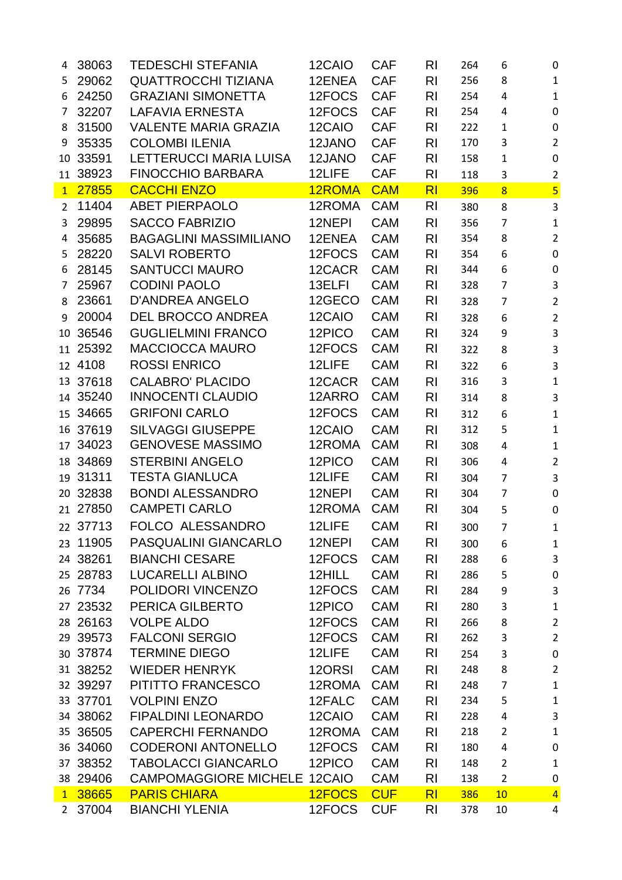| | | | | | | | | |
|---|---|---|---|---|---|---|---|---|
| 4 | 38063 | TEDESCHI STEFANIA | 12CAIO | CAF | RI | 264 | 6 | 0 |
| 5 | 29062 | QUATTROCCHI TIZIANA | 12ENEA | CAF | RI | 256 | 8 | 1 |
| 6 | 24250 | GRAZIANI SIMONETTA | 12FOCS | CAF | RI | 254 | 4 | 1 |
| 7 | 32207 | LAFAVIA ERNESTA | 12FOCS | CAF | RI | 254 | 4 | 0 |
| 8 | 31500 | VALENTE MARIA GRAZIA | 12CAIO | CAF | RI | 222 | 1 | 0 |
| 9 | 35335 | COLOMBI ILENIA | 12JANO | CAF | RI | 170 | 3 | 2 |
| 10 | 33591 | LETTERUCCI MARIA LUISA | 12JANO | CAF | RI | 158 | 1 | 0 |
| 11 | 38923 | FINOCCHIO BARBARA | 12LIFE | CAF | RI | 118 | 3 | 2 |
| 1 | 27855 | CACCHI ENZO | 12ROMA | CAM | RI | 396 | 8 | 5 |
| 2 | 11404 | ABET PIERPAOLO | 12ROMA | CAM | RI | 380 | 8 | 3 |
| 3 | 29895 | SACCO FABRIZIO | 12NEPI | CAM | RI | 356 | 7 | 1 |
| 4 | 35685 | BAGAGLINI MASSIMILIANO | 12ENEA | CAM | RI | 354 | 8 | 2 |
| 5 | 28220 | SALVI ROBERTO | 12FOCS | CAM | RI | 354 | 6 | 0 |
| 6 | 28145 | SANTUCCI MAURO | 12CACR | CAM | RI | 344 | 6 | 0 |
| 7 | 25967 | CODINI PAOLO | 13ELFI | CAM | RI | 328 | 7 | 3 |
| 8 | 23661 | D'ANDREA ANGELO | 12GECO | CAM | RI | 328 | 7 | 2 |
| 9 | 20004 | DEL BROCCO ANDREA | 12CAIO | CAM | RI | 328 | 6 | 2 |
| 10 | 36546 | GUGLIELMINI FRANCO | 12PICO | CAM | RI | 324 | 9 | 3 |
| 11 | 25392 | MACCIOCCA MAURO | 12FOCS | CAM | RI | 322 | 8 | 3 |
| 12 | 4108 | ROSSI ENRICO | 12LIFE | CAM | RI | 322 | 6 | 3 |
| 13 | 37618 | CALABRO' PLACIDO | 12CACR | CAM | RI | 316 | 3 | 1 |
| 14 | 35240 | INNOCENTI CLAUDIO | 12ARRO | CAM | RI | 314 | 8 | 3 |
| 15 | 34665 | GRIFONI CARLO | 12FOCS | CAM | RI | 312 | 6 | 1 |
| 16 | 37619 | SILVAGGI GIUSEPPE | 12CAIO | CAM | RI | 312 | 5 | 1 |
| 17 | 34023 | GENOVESE MASSIMO | 12ROMA | CAM | RI | 308 | 4 | 1 |
| 18 | 34869 | STERBINI ANGELO | 12PICO | CAM | RI | 306 | 4 | 2 |
| 19 | 31311 | TESTA GIANLUCA | 12LIFE | CAM | RI | 304 | 7 | 3 |
| 20 | 32838 | BONDI ALESSANDRO | 12NEPI | CAM | RI | 304 | 7 | 0 |
| 21 | 27850 | CAMPETI CARLO | 12ROMA | CAM | RI | 304 | 5 | 0 |
| 22 | 37713 | FOLCO ALESSANDRO | 12LIFE | CAM | RI | 300 | 7 | 1 |
| 23 | 11905 | PASQUALINI GIANCARLO | 12NEPI | CAM | RI | 300 | 6 | 1 |
| 24 | 38261 | BIANCHI CESARE | 12FOCS | CAM | RI | 288 | 6 | 3 |
| 25 | 28783 | LUCARELLI ALBINO | 12HILL | CAM | RI | 286 | 5 | 0 |
| 26 | 7734 | POLIDORI VINCENZO | 12FOCS | CAM | RI | 284 | 9 | 3 |
| 27 | 23532 | PERICA GILBERTO | 12PICO | CAM | RI | 280 | 3 | 1 |
| 28 | 26163 | VOLPE ALDO | 12FOCS | CAM | RI | 266 | 8 | 2 |
| 29 | 39573 | FALCONI SERGIO | 12FOCS | CAM | RI | 262 | 3 | 2 |
| 30 | 37874 | TERMINE DIEGO | 12LIFE | CAM | RI | 254 | 3 | 0 |
| 31 | 38252 | WIEDER HENRYK | 12ORSI | CAM | RI | 248 | 8 | 2 |
| 32 | 39297 | PITITTO FRANCESCO | 12ROMA | CAM | RI | 248 | 7 | 1 |
| 33 | 37701 | VOLPINI ENZO | 12FALC | CAM | RI | 234 | 5 | 1 |
| 34 | 38062 | FIPALDINI LEONARDO | 12CAIO | CAM | RI | 228 | 4 | 3 |
| 35 | 36505 | CAPERCHI FERNANDO | 12ROMA | CAM | RI | 218 | 2 | 1 |
| 36 | 34060 | CODERONI ANTONELLO | 12FOCS | CAM | RI | 180 | 4 | 0 |
| 37 | 38352 | TABOLACCI GIANCARLO | 12PICO | CAM | RI | 148 | 2 | 1 |
| 38 | 29406 | CAMPOMAGGIORE MICHELE | 12CAIO | CAM | RI | 138 | 2 | 0 |
| 1 | 38665 | PARIS CHIARA | 12FOCS | CUF | RI | 386 | 10 | 4 |
| 2 | 37004 | BIANCHI YLENIA | 12FOCS | CUF | RI | 378 | 10 | 4 |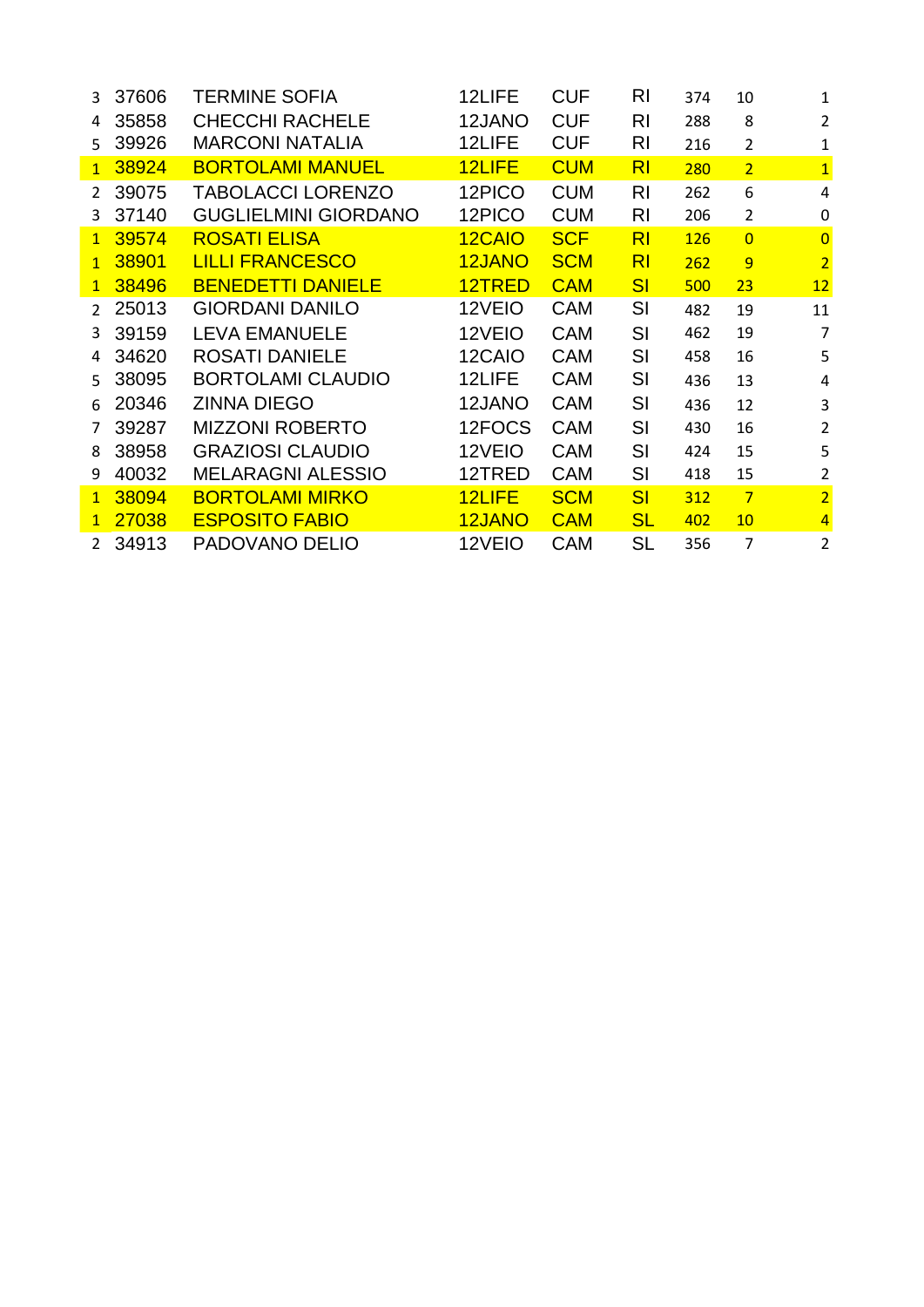| | | | | | | | | |
|---|---|---|---|---|---|---|---|---|
| 3 | 37606 | TERMINE SOFIA | 12LIFE | CUF | RI | 374 | 10 | 1 |
| 4 | 35858 | CHECCHI RACHELE | 12JANO | CUF | RI | 288 | 8 | 2 |
| 5 | 39926 | MARCONI NATALIA | 12LIFE | CUF | RI | 216 | 2 | 1 |
| 1 | 38924 | BORTOLAMI MANUEL | 12LIFE | CUM | RI | 280 | 2 | 1 |
| 2 | 39075 | TABOLACCI LORENZO | 12PICO | CUM | RI | 262 | 6 | 4 |
| 3 | 37140 | GUGLIELMINI GIORDANO | 12PICO | CUM | RI | 206 | 2 | 0 |
| 1 | 39574 | ROSATI ELISA | 12CAIO | SCF | RI | 126 | 0 | 0 |
| 1 | 38901 | LILLI FRANCESCO | 12JANO | SCM | RI | 262 | 9 | 2 |
| 1 | 38496 | BENEDETTI DANIELE | 12TRED | CAM | SI | 500 | 23 | 12 |
| 2 | 25013 | GIORDANI DANILO | 12VEIO | CAM | SI | 482 | 19 | 11 |
| 3 | 39159 | LEVA EMANUELE | 12VEIO | CAM | SI | 462 | 19 | 7 |
| 4 | 34620 | ROSATI DANIELE | 12CAIO | CAM | SI | 458 | 16 | 5 |
| 5 | 38095 | BORTOLAMI CLAUDIO | 12LIFE | CAM | SI | 436 | 13 | 4 |
| 6 | 20346 | ZINNA DIEGO | 12JANO | CAM | SI | 436 | 12 | 3 |
| 7 | 39287 | MIZZONI ROBERTO | 12FOCS | CAM | SI | 430 | 16 | 2 |
| 8 | 38958 | GRAZIOSI CLAUDIO | 12VEIO | CAM | SI | 424 | 15 | 5 |
| 9 | 40032 | MELARAGNI ALESSIO | 12TRED | CAM | SI | 418 | 15 | 2 |
| 1 | 38094 | BORTOLAMI MIRKO | 12LIFE | SCM | SI | 312 | 7 | 2 |
| 1 | 27038 | ESPOSITO FABIO | 12JANO | CAM | SL | 402 | 10 | 4 |
| 2 | 34913 | PADOVANO DELIO | 12VEIO | CAM | SL | 356 | 7 | 2 |